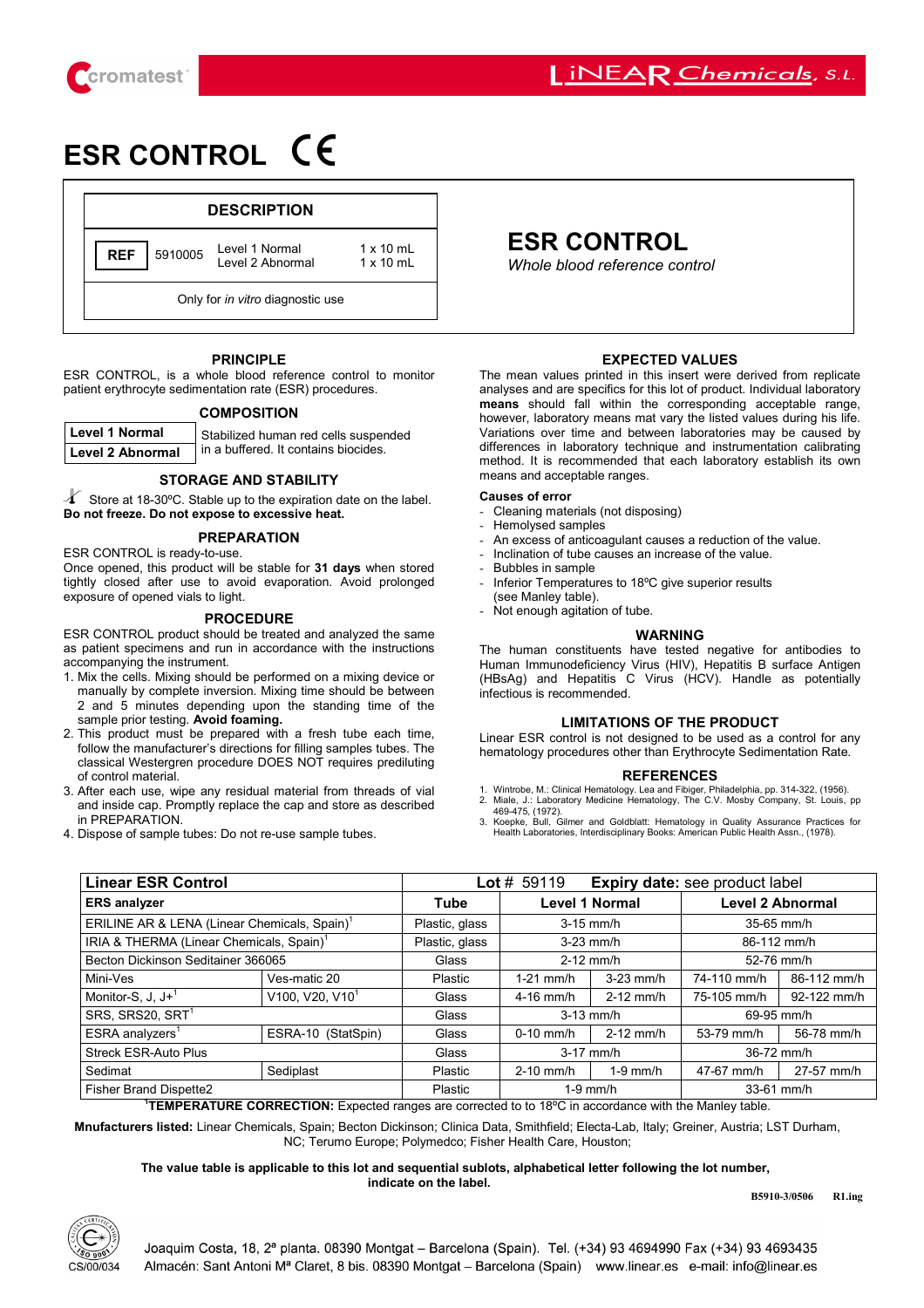cromatest

LiNEAR Chemicals, S.L.

# ESR CONTROL CE

| DESCRIPTION | | | |
|---|---|---|---|
| REF | 5910005 | Level 1 Normal<br>Level 2 Abnormal | 1 x 10 mL<br>1 x 10 mL |
| Only for *in vitro* diagnostic use | | | |

## ESR CONTROL

*Whole blood reference control*

### PRINCIPLE

ESR CONTROL, is a whole blood reference control to monitor patient erythrocyte sedimentation rate (ESR) procedures.

### COMPOSITION

| | |
|---|---|
| **Level 1 Normal** | Stabilized human red cells suspended |
| **Level 2 Abnormal** | in a buffered. It contains biocides. |

### STORAGE AND STABILITY

Store at 18-30ºC. Stable up to the expiration date on the label. **Do not freeze. Do not expose to excessive heat.**

### PREPARATION

ESR CONTROL is ready-to-use.

Once opened, this product will be stable for **31 days** when stored tightly closed after use to avoid evaporation. Avoid prolonged exposure of opened vials to light.

### PROCEDURE

ESR CONTROL product should be treated and analyzed the same as patient specimens and run in accordance with the instructions accompanying the instrument.

1. Mix the cells. Mixing should be performed on a mixing device or manually by complete inversion. Mixing time should be between 2 and 5 minutes depending upon the standing time of the sample prior testing. **Avoid foaming.**
2. This product must be prepared with a fresh tube each time, follow the manufacturer's directions for filling samples tubes. The classical Westergren procedure DOES NOT requires prediluting of control material.
3. After each use, wipe any residual material from threads of vial and inside cap. Promptly replace the cap and store as described in PREPARATION.
4. Dispose of sample tubes: Do not re-use sample tubes.

### EXPECTED VALUES

The mean values printed in this insert were derived from replicate analyses and are specifics for this lot of product. Individual laboratory **means** should fall within the corresponding acceptable range, however, laboratory means mat vary the listed values during his life. Variations over time and between laboratories may be caused by differences in laboratory technique and instrumentation calibrating method. It is recommended that each laboratory establish its own means and acceptable ranges.

**Causes of error**

- Cleaning materials (not disposing)
- Hemolysed samples
- An excess of anticoagulant causes a reduction of the value.
- Inclination of tube causes an increase of the value.
- Bubbles in sample
- Inferior Temperatures to 18ºC give superior results (see Manley table).
- Not enough agitation of tube.

### WARNING

The human constituents have tested negative for antibodies to Human Immunodeficiency Virus (HIV), Hepatitis B surface Antigen (HBsAg) and Hepatitis C Virus (HCV). Handle as potentially infectious is recommended.

### LIMITATIONS OF THE PRODUCT

Linear ESR control is not designed to be used as a control for any hematology procedures other than Erythrocyte Sedimentation Rate.

### REFERENCES

1. Wintrobe, M.: Clinical Hematology. Lea and Fibiger, Philadelphia, pp. 314-322, (1956).
2. Miale, J.: Laboratory Medicine Hematology, The C.V. Mosby Company, St. Louis, pp 469-475, (1972).
3. Koepke, Bull, Gilmer and Goldblatt: Hematology in Quality Assurance Practices for Health Laboratories, Interdisciplinary Books: American Public Health Assn., (1978).

| **Linear ESR Control** | | **Lot #** 59119 | **Expiry date:** see product label | | | |
|---|---|---|---|---|---|---|
| **ERS analyzer** | | **Tube** | **Level 1 Normal** | | **Level 2 Abnormal** | |
| ERILINE AR & LENA (Linear Chemicals, Spain)[1] | | Plastic, glass | 3-15 mm/h | | 35-65 mm/h | |
| IRIA & THERMA (Linear Chemicals, Spain)[1] | | Plastic, glass | 3-23 mm/h | | 86-112 mm/h | |
| Becton Dickinson Seditainer 366065 | | Glass | 2-12 mm/h | | 52-76 mm/h | |
| Mini-Ves | Ves-matic 20 | Plastic | 1-21 mm/h | 3-23 mm/h | 74-110 mm/h | 86-112 mm/h |
| Monitor-S, J, J+[1] | V100, V20, V10[1] | Glass | 4-16 mm/h | 2-12 mm/h | 75-105 mm/h | 92-122 mm/h |
| SRS, SRS20, SRT[1] | | Glass | 3-13 mm/h | | 69-95 mm/h | |
| ESRA analyzers[1] | ESRA-10 (StatSpin) | Glass | 0-10 mm/h | 2-12 mm/h | 53-79 mm/h | 56-78 mm/h |
| Streck ESR-Auto Plus | | Glass | 3-17 mm/h | | 36-72 mm/h | |
| Sedimat | Sediplast | Plastic | 2-10 mm/h | 1-9 mm/h | 47-67 mm/h | 27-57 mm/h |
| Fisher Brand Dispette2 | | Plastic | 1-9 mm/h | | 33-61 mm/h | |

[1]**TEMPERATURE CORRECTION:** Expected ranges are corrected to to 18ºC in accordance with the Manley table.

**Mnufacturers listed:** Linear Chemicals, Spain; Becton Dickinson; Clinica Data, Smithfield; Electa-Lab, Italy; Greiner, Austria; LST Durham, NC; Terumo Europe; Polymedco; Fisher Health Care, Houston;

**The value table is applicable to this lot and sequential sublots, alphabetical letter following the lot number, indicate on the label.**

B5910-3/0506 R1.ing

CS/00/034

Joaquim Costa, 18, 2ª planta. 08390 Montgat – Barcelona (Spain). Tel. (+34) 93 4694990 Fax (+34) 93 4693435
Almacén: Sant Antoni Mª Claret, 8 bis. 08390 Montgat – Barcelona (Spain) www.linear.es e-mail: info@linear.es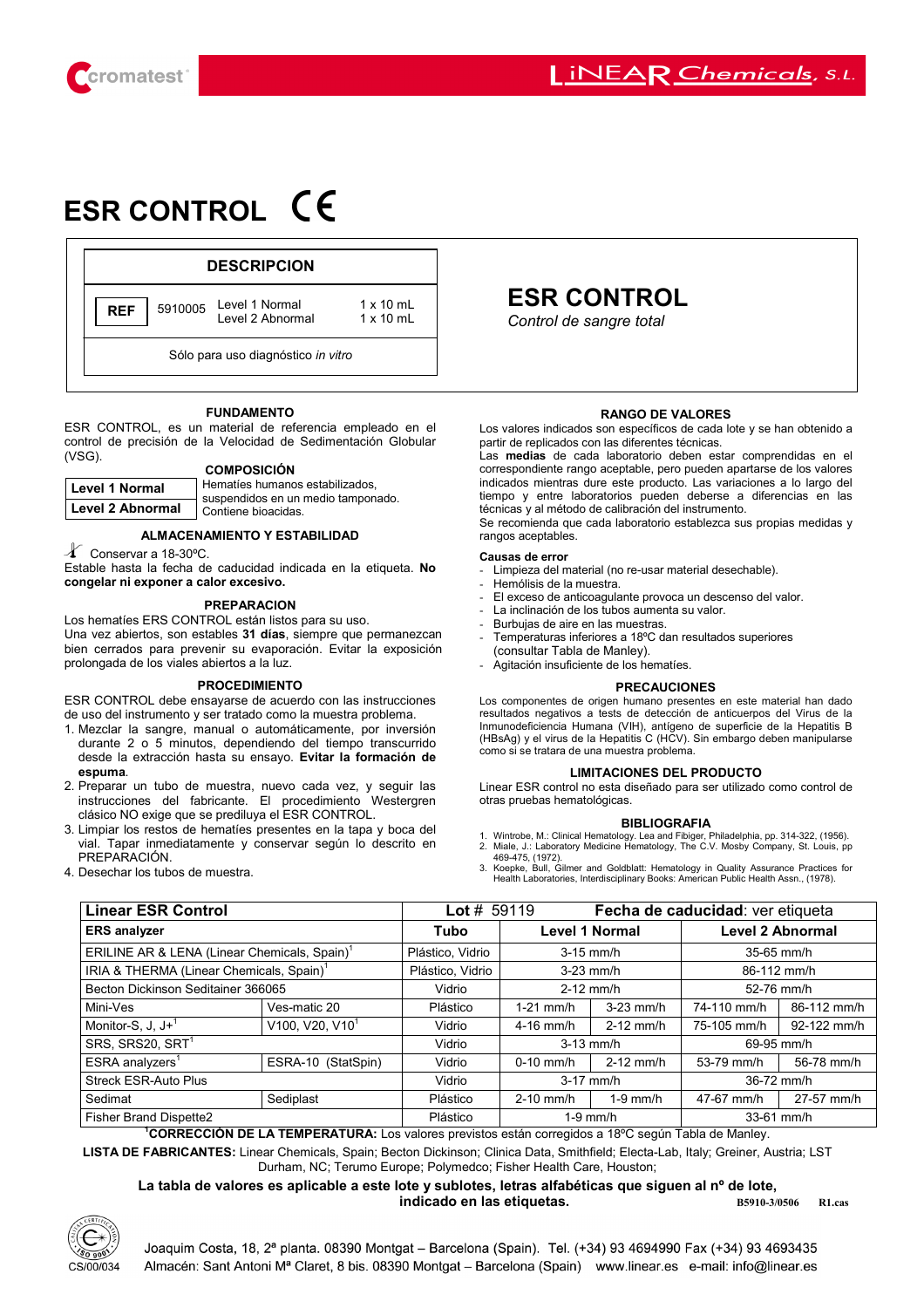# ESR CONTROL CE

| DESCRIPCION | | | |
|---|---|---|---|
| REF | 5910005 | Level 1 Normal<br>Level 2 Abnormal | 1 x 10 mL<br>1 x 10 mL |
| Sólo para uso diagnóstico *in vitro* | | | |

## ESR CONTROL

*Control de sangre total*

### FUNDAMENTO

ESR CONTROL, es un material de referencia empleado en el control de precisión de la Velocidad de Sedimentación Globular (VSG).

### COMPOSICIÓN

| | |
|---|---|
| **Level 1 Normal** | Hematíes humanos estabilizados, suspendidos en un medio tamponado. |
| **Level 2 Abnormal** | Contiene biocidas. |

### ALMACENAMIENTO Y ESTABILIDAD

Conservar a 18-30ºC.

Estable hasta la fecha de caducidad indicada en la etiqueta. **No congelar ni exponer a calor excesivo.**

### PREPARACION

Los hematíes ERS CONTROL están listos para su uso.

Una vez abiertos, son estables **31 días**, siempre que permanezcan bien cerrados para prevenir su evaporación. Evitar la exposición prolongada de los viales abiertos a la luz.

### PROCEDIMIENTO

ESR CONTROL debe ensayarse de acuerdo con las instrucciones de uso del instrumento y ser tratado como la muestra problema.

1. Mezclar la sangre, manual o automáticamente, por inversión durante 2 o 5 minutos, dependiendo del tiempo transcurrido desde la extracción hasta su ensayo. **Evitar la formación de espuma**.
2. Preparar un tubo de muestra, nuevo cada vez, y seguir las instrucciones del fabricante. El procedimiento Westergren clásico NO exige que se prediluya el ESR CONTROL.
3. Limpiar los restos de hematíes presentes en la tapa y boca del vial. Tapar inmediatamente y conservar según lo descrito en PREPARACIÓN.
4. Desechar los tubos de muestra.

### RANGO DE VALORES

Los valores indicados son específicos de cada lote y se han obtenido a partir de replicados con las diferentes técnicas.

Las **medias** de cada laboratorio deben estar comprendidas en el correspondiente rango aceptable, pero pueden apartarse de los valores indicados mientras dure este producto. Las variaciones a lo largo del tiempo y entre laboratorios pueden deberse a diferencias en las técnicas y al método de calibración del instrumento.

Se recomienda que cada laboratorio establezca sus propias medidas y rangos aceptables.

**Causas de error**

- Limpieza del material (no re-usar material desechable).
- Hemólisis de la muestra.
- El exceso de anticoagulante provoca un descenso del valor.
- La inclinación de los tubos aumenta su valor.
- Burbujas de aire en las muestras.
- Temperaturas inferiores a 18ºC dan resultados superiores (consultar Tabla de Manley).
- Agitación insuficiente de los hematíes.

### PRECAUCIONES

Los componentes de origen humano presentes en este material han dado resultados negativos a tests de detección de anticuerpos del Virus de la Inmunodeficiencia Humana (VIH), antígeno de superficie de la Hepatitis B (HBsAg) y el virus de la Hepatitis C (HCV). Sin embargo deben manipularse como si se tratara de una muestra problema.

### LIMITACIONES DEL PRODUCTO

Linear ESR control no esta diseñado para ser utilizado como control de otras pruebas hematológicas.

### BIBLIOGRAFIA

1. Wintrobe, M.: Clinical Hematology. Lea and Fibiger, Philadelphia, pp. 314-322, (1956).
2. Miale, J.: Laboratory Medicine Hematology, The C.V. Mosby Company, St. Louis, pp 469-475, (1972).
3. Koepke, Bull, Gilmer and Goldblatt: Hematology in Quality Assurance Practices for Health Laboratories, Interdisciplinary Books: American Public Health Assn., (1978).

| **Linear ESR Control** | | **Lot #** 59119 | **Fecha de caducidad**: ver etiqueta | | | |
|---|---|---|---|---|---|---|
| **ERS analyzer** | | **Tubo** | **Level 1 Normal** | | **Level 2 Abnormal** | |
| ERILINE AR & LENA (Linear Chemicals, Spain)[1] | | Plástico, Vidrio | 3-15 mm/h | | 35-65 mm/h | |
| IRIA & THERMA (Linear Chemicals, Spain)[1] | | Plástico, Vidrio | 3-23 mm/h | | 86-112 mm/h | |
| Becton Dickinson Seditainer 366065 | | Vidrio | 2-12 mm/h | | 52-76 mm/h | |
| Mini-Ves | Ves-matic 20 | Plástico | 1-21 mm/h | 3-23 mm/h | 74-110 mm/h | 86-112 mm/h |
| Monitor-S, J, J+[1] | V100, V20, V10[1] | Vidrio | 4-16 mm/h | 2-12 mm/h | 75-105 mm/h | 92-122 mm/h |
| SRS, SRS20, SRT[1] | | Vidrio | 3-13 mm/h | | 69-95 mm/h | |
| ESRA analyzers[1] | ESRA-10 (StatSpin) | Vidrio | 0-10 mm/h | 2-12 mm/h | 53-79 mm/h | 56-78 mm/h |
| Streck ESR-Auto Plus | | Vidrio | 3-17 mm/h | | 36-72 mm/h | |
| Sedimat | Sediplast | Plástico | 2-10 mm/h | 1-9 mm/h | 47-67 mm/h | 27-57 mm/h |
| Fisher Brand Dispette2 | | Plástico | 1-9 mm/h | | 33-61 mm/h | |

[1]**CORRECCIÓN DE LA TEMPERATURA:** Los valores previstos están corregidos a 18ºC según Tabla de Manley.

**LISTA DE FABRICANTES:** Linear Chemicals, Spain; Becton Dickinson; Clinica Data, Smithfield; Electa-Lab, Italy; Greiner, Austria; LST Durham, NC; Terumo Europe; Polymedco; Fisher Health Care, Houston;

**La tabla de valores es aplicable a este lote y sublotes, letras alfabéticas que siguen al nº de lote, indicado en las etiquetas.**

B5910-3/0506 R1.cas

CS/00/034

Joaquim Costa, 18, 2ª planta. 08390 Montgat – Barcelona (Spain). Tel. (+34) 93 4694990 Fax (+34) 93 4693435

Almacén: Sant Antoni Mª Claret, 8 bis. 08390 Montgat – Barcelona (Spain) www.linear.es e-mail: info@linear.es